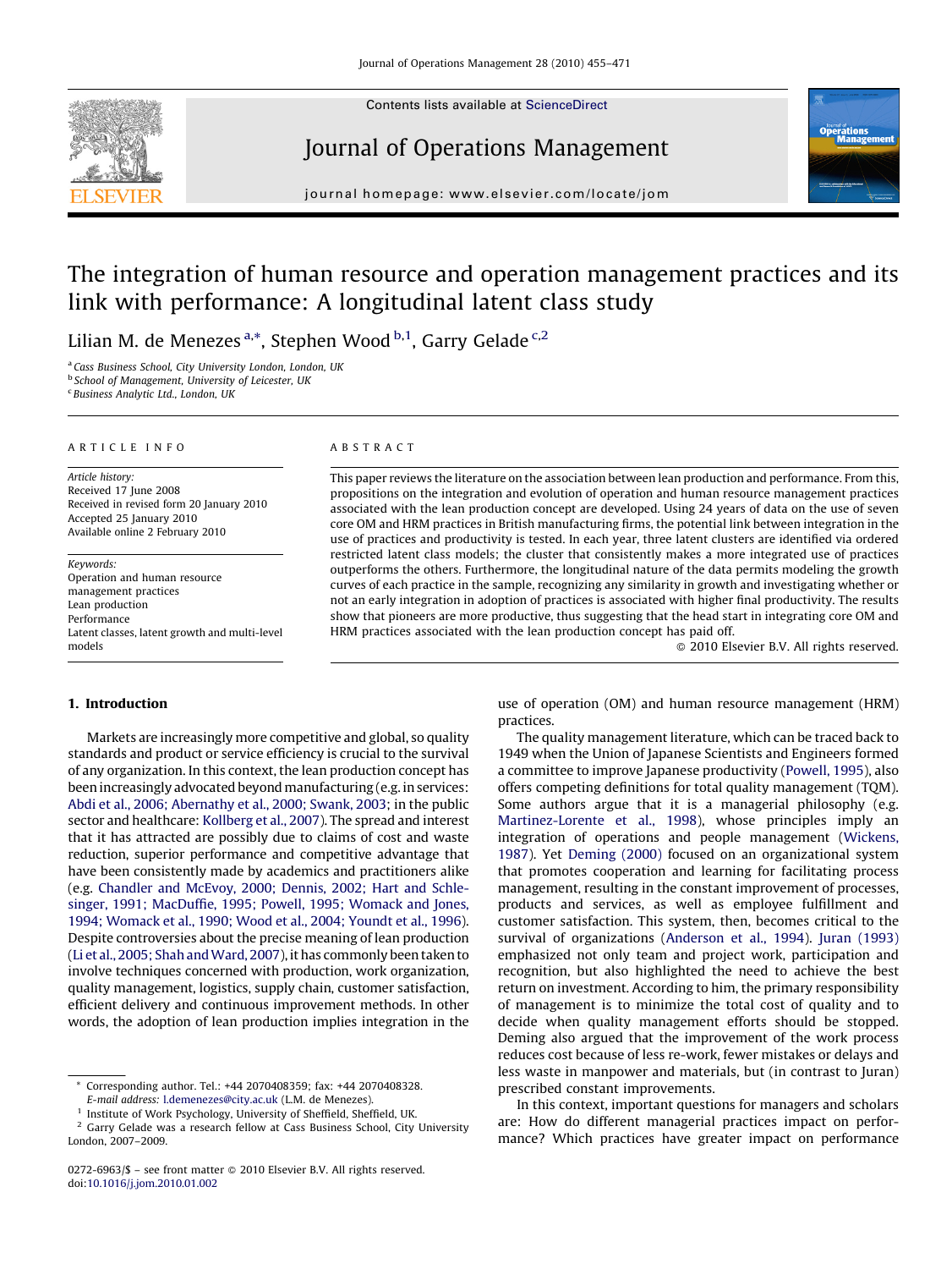# The integration of human resource and operation management practices and its link with performance: A longitudinal latent class study

Lilian M. de Menezes [a,*], Stephen Wood [b,1], Garry Gelade [c,2]

[a] Cass Business School, City University London, London, UK
[b] School of Management, University of Leicester, UK
[c] Business Analytic Ltd., London, UK

## ARTICLE INFO

*Article history:*
Received 17 June 2008
Received in revised form 20 January 2010
Accepted 25 January 2010
Available online 2 February 2010

*Keywords:*
Operation and human resource management practices
Lean production
Performance
Latent classes, latent growth and multi-level models

## ABSTRACT

This paper reviews the literature on the association between lean production and performance. From this, propositions on the integration and evolution of operation and human resource management practices associated with the lean production concept are developed. Using 24 years of data on the use of seven core OM and HRM practices in British manufacturing firms, the potential link between integration in the use of practices and productivity is tested. In each year, three latent clusters are identified via ordered restricted latent class models; the cluster that consistently makes a more integrated use of practices outperforms the others. Furthermore, the longitudinal nature of the data permits modeling the growth curves of each practice in the sample, recognizing any similarity in growth and investigating whether or not an early integration in adoption of practices is associated with higher final productivity. The results show that pioneers are more productive, thus suggesting that the head start in integrating core OM and HRM practices associated with the lean production concept has paid off.

© 2010 Elsevier B.V. All rights reserved.

## 1. Introduction

Markets are increasingly more competitive and global, so quality standards and product or service efficiency is crucial to the survival of any organization. In this context, the lean production concept has been increasingly advocated beyond manufacturing (e.g. in services: Abdi et al., 2006; Abernathy et al., 2000; Swank, 2003; in the public sector and healthcare: Kollberg et al., 2007). The spread and interest that it has attracted are possibly due to claims of cost and waste reduction, superior performance and competitive advantage that have been consistently made by academics and practitioners alike (e.g. Chandler and McEvoy, 2000; Dennis, 2002; Hart and Schlesinger, 1991; MacDuffie, 1995; Powell, 1995; Womack and Jones, 1994; Womack et al., 1990; Wood et al., 2004; Youndt et al., 1996). Despite controversies about the precise meaning of lean production (Li et al., 2005; Shah and Ward, 2007), it has commonly been taken to involve techniques concerned with production, work organization, quality management, logistics, supply chain, customer satisfaction, efficient delivery and continuous improvement methods. In other words, the adoption of lean production implies integration in the use of operation (OM) and human resource management (HRM) practices.

The quality management literature, which can be traced back to 1949 when the Union of Japanese Scientists and Engineers formed a committee to improve Japanese productivity (Powell, 1995), also offers competing definitions for total quality management (TQM). Some authors argue that it is a managerial philosophy (e.g. Martinez-Lorente et al., 1998), whose principles imply an integration of operations and people management (Wickens, 1987). Yet Deming (2000) focused on an organizational system that promotes cooperation and learning for facilitating process management, resulting in the constant improvement of processes, products and services, as well as employee fulfillment and customer satisfaction. This system, then, becomes critical to the survival of organizations (Anderson et al., 1994). Juran (1993) emphasized not only team and project work, participation and recognition, but also highlighted the need to achieve the best return on investment. According to him, the primary responsibility of management is to minimize the total cost of quality and to decide when quality management efforts should be stopped. Deming also argued that the improvement of the work process reduces cost because of less re-work, fewer mistakes or delays and less waste in manpower and materials, but (in contrast to Juran) prescribed constant improvements.

In this context, important questions for managers and scholars are: How do different managerial practices impact on performance? Which practices have greater impact on performance

---

* Corresponding author. Tel.: +44 2070408359; fax: +44 2070408328.
E-mail address: l.demenezes@city.ac.uk (L.M. de Menezes).
[1] Institute of Work Psychology, University of Sheffield, Sheffield, UK.
[2] Garry Gelade was a research fellow at Cass Business School, City University London, 2007–2009.

0272-6963/$ – see front matter © 2010 Elsevier B.V. All rights reserved.
doi:10.1016/j.jom.2010.01.002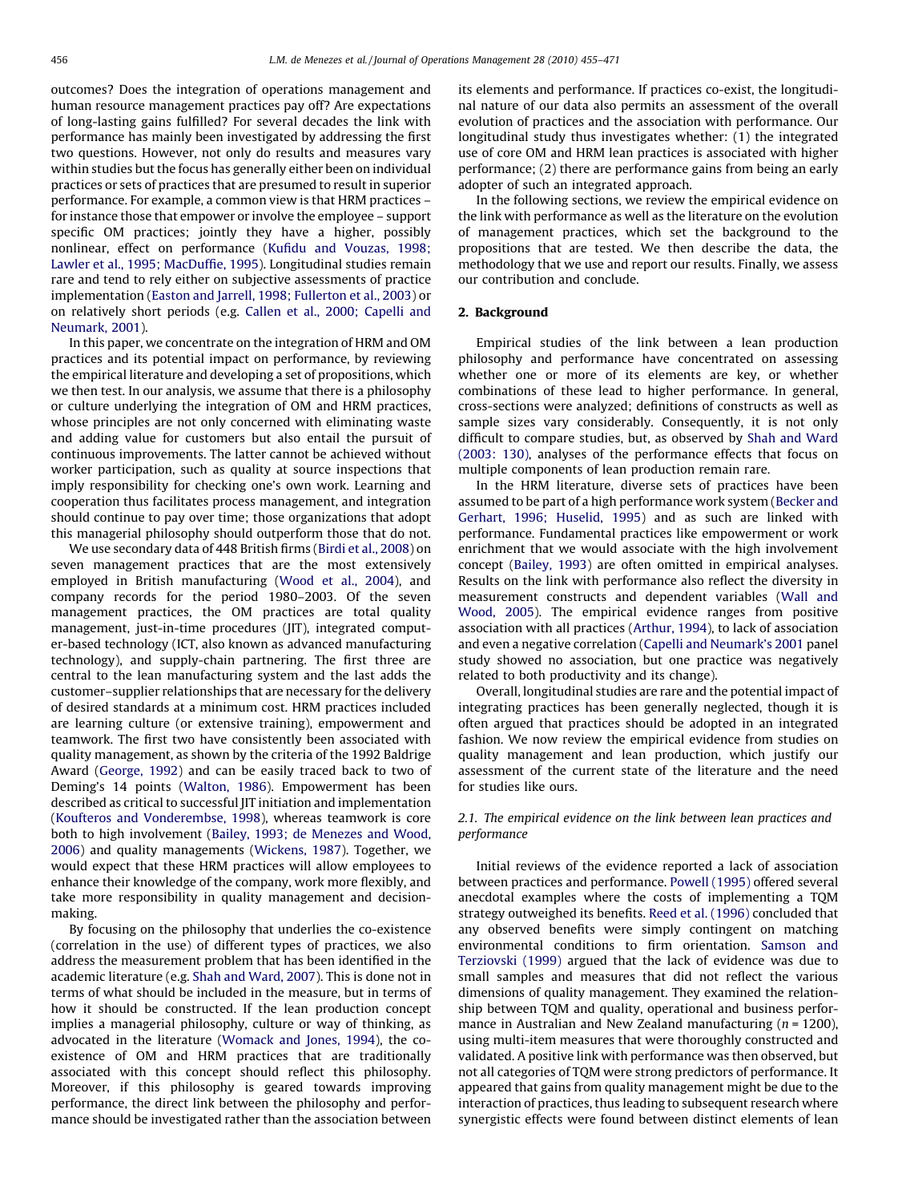outcomes? Does the integration of operations management and human resource management practices pay off? Are expectations of long-lasting gains fulfilled? For several decades the link with performance has mainly been investigated by addressing the first two questions. However, not only do results and measures vary within studies but the focus has generally either been on individual practices or sets of practices that are presumed to result in superior performance. For example, a common view is that HRM practices – for instance those that empower or involve the employee – support specific OM practices; jointly they have a higher, possibly nonlinear, effect on performance (Kufidu and Vouzas, 1998; Lawler et al., 1995; MacDuffie, 1995). Longitudinal studies remain rare and tend to rely either on subjective assessments of practice implementation (Easton and Jarrell, 1998; Fullerton et al., 2003) or on relatively short periods (e.g. Callen et al., 2000; Capelli and Neumark, 2001).

In this paper, we concentrate on the integration of HRM and OM practices and its potential impact on performance, by reviewing the empirical literature and developing a set of propositions, which we then test. In our analysis, we assume that there is a philosophy or culture underlying the integration of OM and HRM practices, whose principles are not only concerned with eliminating waste and adding value for customers but also entail the pursuit of continuous improvements. The latter cannot be achieved without worker participation, such as quality at source inspections that imply responsibility for checking one's own work. Learning and cooperation thus facilitates process management, and integration should continue to pay over time; those organizations that adopt this managerial philosophy should outperform those that do not.

We use secondary data of 448 British firms (Birdi et al., 2008) on seven management practices that are the most extensively employed in British manufacturing (Wood et al., 2004), and company records for the period 1980–2003. Of the seven management practices, the OM practices are total quality management, just-in-time procedures (JIT), integrated computer-based technology (ICT, also known as advanced manufacturing technology), and supply-chain partnering. The first three are central to the lean manufacturing system and the last adds the customer–supplier relationships that are necessary for the delivery of desired standards at a minimum cost. HRM practices included are learning culture (or extensive training), empowerment and teamwork. The first two have consistently been associated with quality management, as shown by the criteria of the 1992 Baldrige Award (George, 1992) and can be easily traced back to two of Deming's 14 points (Walton, 1986). Empowerment has been described as critical to successful JIT initiation and implementation (Koufteros and Vonderembse, 1998), whereas teamwork is core both to high involvement (Bailey, 1993; de Menezes and Wood, 2006) and quality managements (Wickens, 1987). Together, we would expect that these HRM practices will allow employees to enhance their knowledge of the company, work more flexibly, and take more responsibility in quality management and decision-making.

By focusing on the philosophy that underlies the co-existence (correlation in the use) of different types of practices, we also address the measurement problem that has been identified in the academic literature (e.g. Shah and Ward, 2007). This is done not in terms of what should be included in the measure, but in terms of how it should be constructed. If the lean production concept implies a managerial philosophy, culture or way of thinking, as advocated in the literature (Womack and Jones, 1994), the co-existence of OM and HRM practices that are traditionally associated with this concept should reflect this philosophy. Moreover, if this philosophy is geared towards improving performance, the direct link between the philosophy and performance should be investigated rather than the association between its elements and performance. If practices co-exist, the longitudinal nature of our data also permits an assessment of the overall evolution of practices and the association with performance. Our longitudinal study thus investigates whether: (1) the integrated use of core OM and HRM lean practices is associated with higher performance; (2) there are performance gains from being an early adopter of such an integrated approach.

In the following sections, we review the empirical evidence on the link with performance as well as the literature on the evolution of management practices, which set the background to the propositions that are tested. We then describe the data, the methodology that we use and report our results. Finally, we assess our contribution and conclude.

## 2. Background

Empirical studies of the link between a lean production philosophy and performance have concentrated on assessing whether one or more of its elements are key, or whether combinations of these lead to higher performance. In general, cross-sections were analyzed; definitions of constructs as well as sample sizes vary considerably. Consequently, it is not only difficult to compare studies, but, as observed by Shah and Ward (2003: 130), analyses of the performance effects that focus on multiple components of lean production remain rare.

In the HRM literature, diverse sets of practices have been assumed to be part of a high performance work system (Becker and Gerhart, 1996; Huselid, 1995) and as such are linked with performance. Fundamental practices like empowerment or work enrichment that we would associate with the high involvement concept (Bailey, 1993) are often omitted in empirical analyses. Results on the link with performance also reflect the diversity in measurement constructs and dependent variables (Wall and Wood, 2005). The empirical evidence ranges from positive association with all practices (Arthur, 1994), to lack of association and even a negative correlation (Capelli and Neumark's 2001 panel study showed no association, but one practice was negatively related to both productivity and its change).

Overall, longitudinal studies are rare and the potential impact of integrating practices has been generally neglected, though it is often argued that practices should be adopted in an integrated fashion. We now review the empirical evidence from studies on quality management and lean production, which justify our assessment of the current state of the literature and the need for studies like ours.

### 2.1. The empirical evidence on the link between lean practices and performance

Initial reviews of the evidence reported a lack of association between practices and performance. Powell (1995) offered several anecdotal examples where the costs of implementing a TQM strategy outweighed its benefits. Reed et al. (1996) concluded that any observed benefits were simply contingent on matching environmental conditions to firm orientation. Samson and Terziovski (1999) argued that the lack of evidence was due to small samples and measures that did not reflect the various dimensions of quality management. They examined the relationship between TQM and quality, operational and business performance in Australian and New Zealand manufacturing ($n = 1200$), using multi-item measures that were thoroughly constructed and validated. A positive link with performance was then observed, but not all categories of TQM were strong predictors of performance. It appeared that gains from quality management might be due to the interaction of practices, thus leading to subsequent research where synergistic effects were found between distinct elements of lean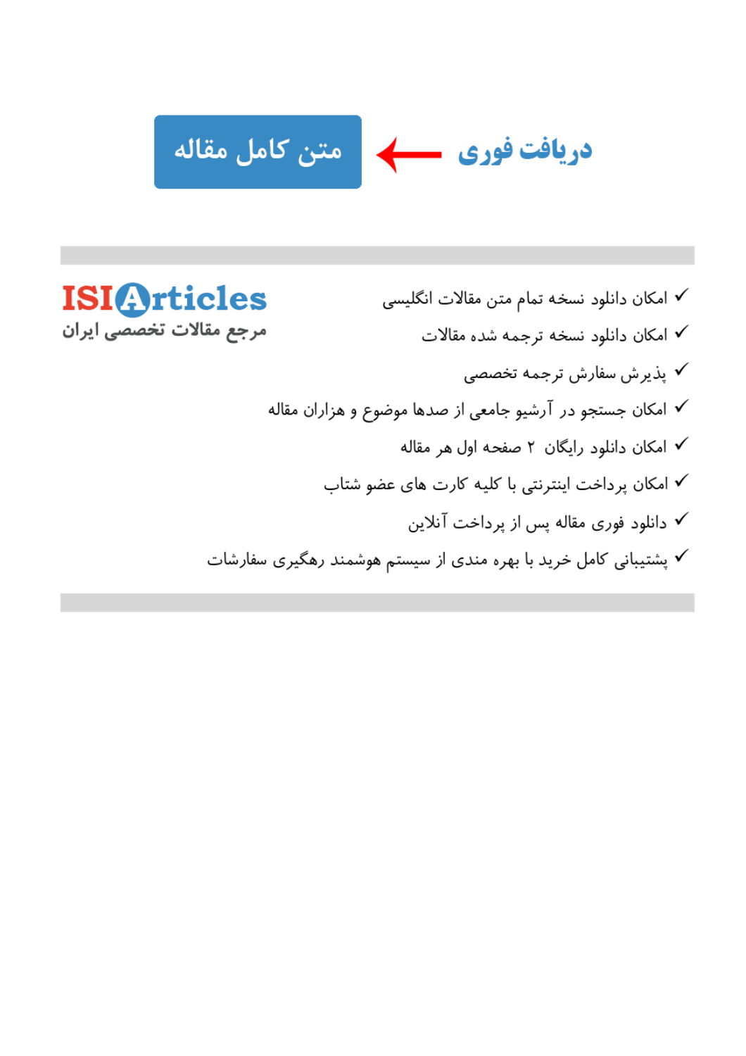متن کامل مقاله ← دریافت فوری

**ISIArticles**
مرجع مقالات تخصصی ایران

- ✓ امکان دانلود نسخه تمام متن مقالات انگلیسی
- ✓ امکان دانلود نسخه ترجمه شده مقالات
- ✓ پذیرش سفارش ترجمه تخصصی
- ✓ امکان جستجو در آرشیو جامعی از صدها موضوع و هزاران مقاله
- ✓ امکان دانلود رایگان ۲ صفحه اول هر مقاله
- ✓ امکان پرداخت اینترنتی با کلیه کارت های عضو شتاب
- ✓ دانلود فوری مقاله پس از پرداخت آنلاین
- ✓ پشتیبانی کامل خرید با بهره مندی از سیستم هوشمند رهگیری سفارشات